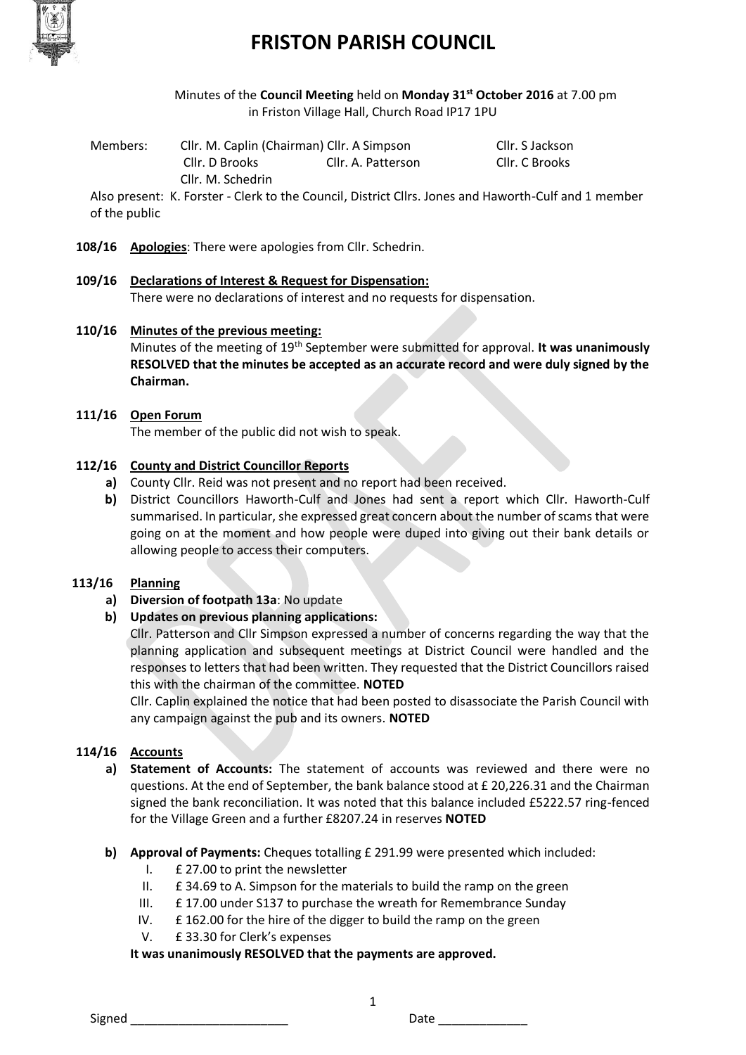# FRISTON PARISH COUNCIL

Minutes of the **Council Meeting** held on **Monday 31st October 2016** at 7.00 pm in Friston Village Hall, Church Road IP17 1PU

Members: Cllr. M. Caplin (Chairman) Cllr. A Simpson Cllr. S Jackson Cllr. D Brooks Cllr. A. Patterson Cllr. C Brooks Cllr. M. Schedrin

Also present: K. Forster - Clerk to the Council, District Cllrs. Jones and Haworth-Culf and 1 member of the public

**108/16** **Apologies**: There were apologies from Cllr. Schedrin.

**109/16** **Declarations of Interest & Request for Dispensation:**
There were no declarations of interest and no requests for dispensation.

**110/16** **Minutes of the previous meeting:**
Minutes of the meeting of 19th September were submitted for approval. **It was unanimously RESOLVED that the minutes be accepted as an accurate record and were duly signed by the Chairman.**

**111/16** **Open Forum**
The member of the public did not wish to speak.

**112/16** **County and District Councillor Reports**

- **a)** County Cllr. Reid was not present and no report had been received.
- **b)** District Councillors Haworth-Culf and Jones had sent a report which Cllr. Haworth-Culf summarised. In particular, she expressed great concern about the number of scams that were going on at the moment and how people were duped into giving out their bank details or allowing people to access their computers.

**113/16** **Planning**

- **a) Diversion of footpath 13a**: No update
- **b) Updates on previous planning applications:**
  Cllr. Patterson and Cllr Simpson expressed a number of concerns regarding the way that the planning application and subsequent meetings at District Council were handled and the responses to letters that had been written. They requested that the District Councillors raised this with the chairman of the committee. **NOTED**
  Cllr. Caplin explained the notice that had been posted to disassociate the Parish Council with any campaign against the pub and its owners. **NOTED**

**114/16** **Accounts**

- **a) Statement of Accounts:** The statement of accounts was reviewed and there were no questions. At the end of September, the bank balance stood at £ 20,226.31 and the Chairman signed the bank reconciliation. It was noted that this balance included £5222.57 ring-fenced for the Village Green and a further £8207.24 in reserves **NOTED**
- **b) Approval of Payments:** Cheques totalling £ 291.99 were presented which included:
  - I. £ 27.00 to print the newsletter
  - II. £ 34.69 to A. Simpson for the materials to build the ramp on the green
  - III. £ 17.00 under S137 to purchase the wreath for Remembrance Sunday
  - IV. £ 162.00 for the hire of the digger to build the ramp on the green
  - V. £ 33.30 for Clerk's expenses

  **It was unanimously RESOLVED that the payments are approved.**

Signed _______________________ Date _____________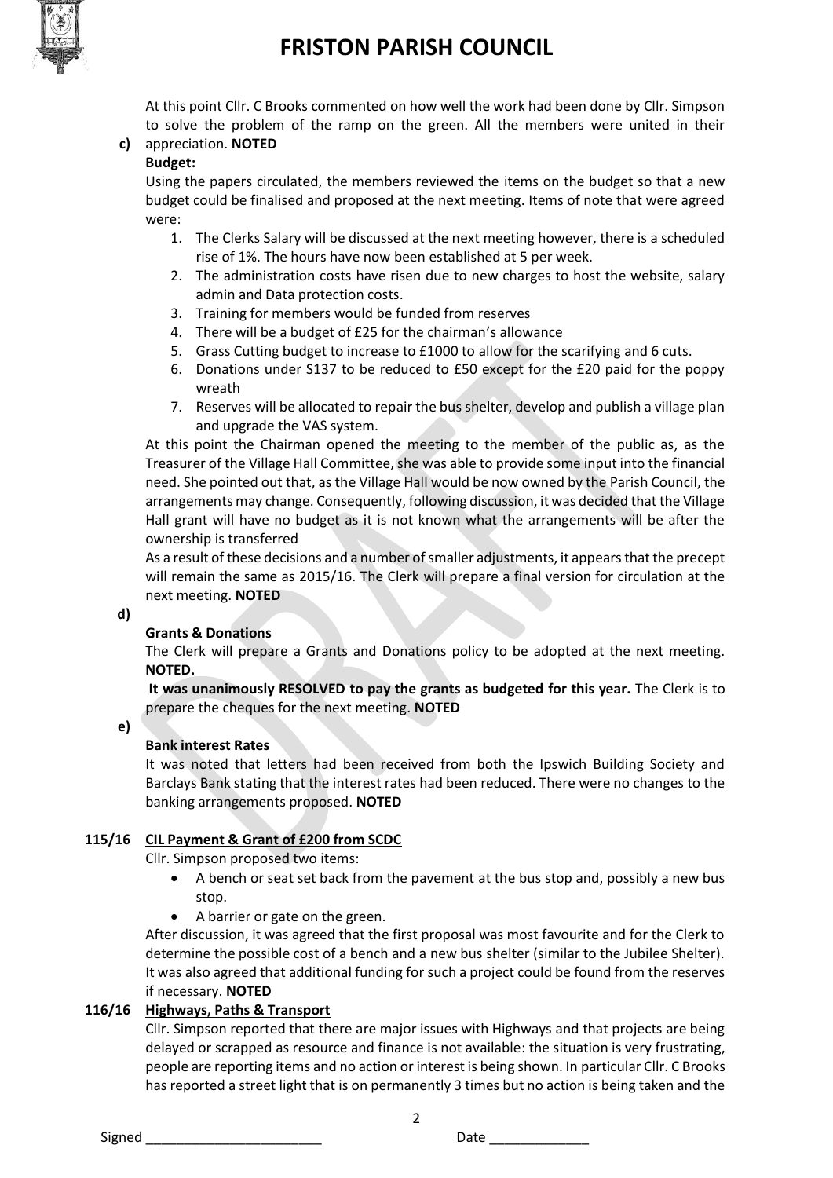# FRISTON PARISH COUNCIL

At this point Cllr. C Brooks commented on how well the work had been done by Cllr. Simpson to solve the problem of the ramp on the green. All the members were united in their appreciation. **NOTED**

**c) Budget:**

Using the papers circulated, the members reviewed the items on the budget so that a new budget could be finalised and proposed at the next meeting. Items of note that were agreed were:

1. The Clerks Salary will be discussed at the next meeting however, there is a scheduled rise of 1%. The hours have now been established at 5 per week.
2. The administration costs have risen due to new charges to host the website, salary admin and Data protection costs.
3. Training for members would be funded from reserves
4. There will be a budget of £25 for the chairman's allowance
5. Grass Cutting budget to increase to £1000 to allow for the scarifying and 6 cuts.
6. Donations under S137 to be reduced to £50 except for the £20 paid for the poppy wreath
7. Reserves will be allocated to repair the bus shelter, develop and publish a village plan and upgrade the VAS system.

At this point the Chairman opened the meeting to the member of the public as, as the Treasurer of the Village Hall Committee, she was able to provide some input into the financial need. She pointed out that, as the Village Hall would be now owned by the Parish Council, the arrangements may change. Consequently, following discussion, it was decided that the Village Hall grant will have no budget as it is not known what the arrangements will be after the ownership is transferred

As a result of these decisions and a number of smaller adjustments, it appears that the precept will remain the same as 2015/16. The Clerk will prepare a final version for circulation at the next meeting. **NOTED**

**d) Grants & Donations**

The Clerk will prepare a Grants and Donations policy to be adopted at the next meeting. **NOTED.**

**It was unanimously RESOLVED to pay the grants as budgeted for this year.** The Clerk is to prepare the cheques for the next meeting. **NOTED**

**e) Bank interest Rates**

It was noted that letters had been received from both the Ipswich Building Society and Barclays Bank stating that the interest rates had been reduced. There were no changes to the banking arrangements proposed. **NOTED**

**115/16 CIL Payment & Grant of £200 from SCDC**

Cllr. Simpson proposed two items:

- A bench or seat set back from the pavement at the bus stop and, possibly a new bus stop.
- A barrier or gate on the green.

After discussion, it was agreed that the first proposal was most favourite and for the Clerk to determine the possible cost of a bench and a new bus shelter (similar to the Jubilee Shelter). It was also agreed that additional funding for such a project could be found from the reserves if necessary. **NOTED**

**116/16 Highways, Paths & Transport**

Cllr. Simpson reported that there are major issues with Highways and that projects are being delayed or scrapped as resource and finance is not available: the situation is very frustrating, people are reporting items and no action or interest is being shown. In particular Cllr. C Brooks has reported a street light that is on permanently 3 times but no action is being taken and the

Signed ______________________ Date _____________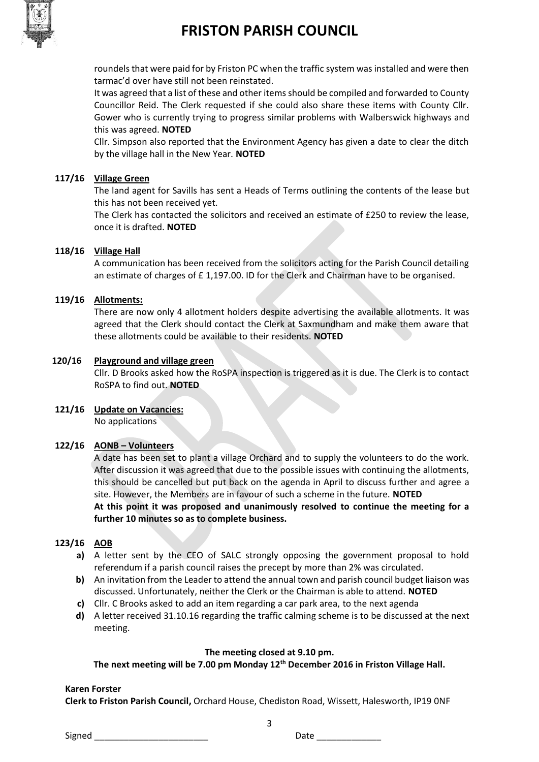roundels that were paid for by Friston PC when the traffic system was installed and were then tarmac'd over have still not been reinstated.

It was agreed that a list of these and other items should be compiled and forwarded to County Councillor Reid. The Clerk requested if she could also share these items with County Cllr. Gower who is currently trying to progress similar problems with Walberswick highways and this was agreed. **NOTED**

Cllr. Simpson also reported that the Environment Agency has given a date to clear the ditch by the village hall in the New Year. **NOTED**

**117/16 Village Green**

The land agent for Savills has sent a Heads of Terms outlining the contents of the lease but this has not been received yet.

The Clerk has contacted the solicitors and received an estimate of £250 to review the lease, once it is drafted. **NOTED**

**118/16 Village Hall**

A communication has been received from the solicitors acting for the Parish Council detailing an estimate of charges of £ 1,197.00. ID for the Clerk and Chairman have to be organised.

**119/16 Allotments:**

There are now only 4 allotment holders despite advertising the available allotments. It was agreed that the Clerk should contact the Clerk at Saxmundham and make them aware that these allotments could be available to their residents. **NOTED**

**120/16 Playground and village green**

Cllr. D Brooks asked how the RoSPA inspection is triggered as it is due. The Clerk is to contact RoSPA to find out. **NOTED**

**121/16 Update on Vacancies:**

No applications

**122/16 AONB – Volunteers**

A date has been set to plant a village Orchard and to supply the volunteers to do the work. After discussion it was agreed that due to the possible issues with continuing the allotments, this should be cancelled but put back on the agenda in April to discuss further and agree a site. However, the Members are in favour of such a scheme in the future. **NOTED**

**At this point it was proposed and unanimously resolved to continue the meeting for a further 10 minutes so as to complete business.**

**123/16 AOB**

- **a)** A letter sent by the CEO of SALC strongly opposing the government proposal to hold referendum if a parish council raises the precept by more than 2% was circulated.
- **b)** An invitation from the Leader to attend the annual town and parish council budget liaison was discussed. Unfortunately, neither the Clerk or the Chairman is able to attend. **NOTED**
- **c)** Cllr. C Brooks asked to add an item regarding a car park area, to the next agenda
- **d)** A letter received 31.10.16 regarding the traffic calming scheme is to be discussed at the next meeting.

**The meeting closed at 9.10 pm.**

**The next meeting will be 7.00 pm Monday 12th December 2016 in Friston Village Hall.**

**Karen Forster**

**Clerk to Friston Parish Council,** Orchard House, Chediston Road, Wissett, Halesworth, IP19 0NF

Signed _______________________ Date _____________